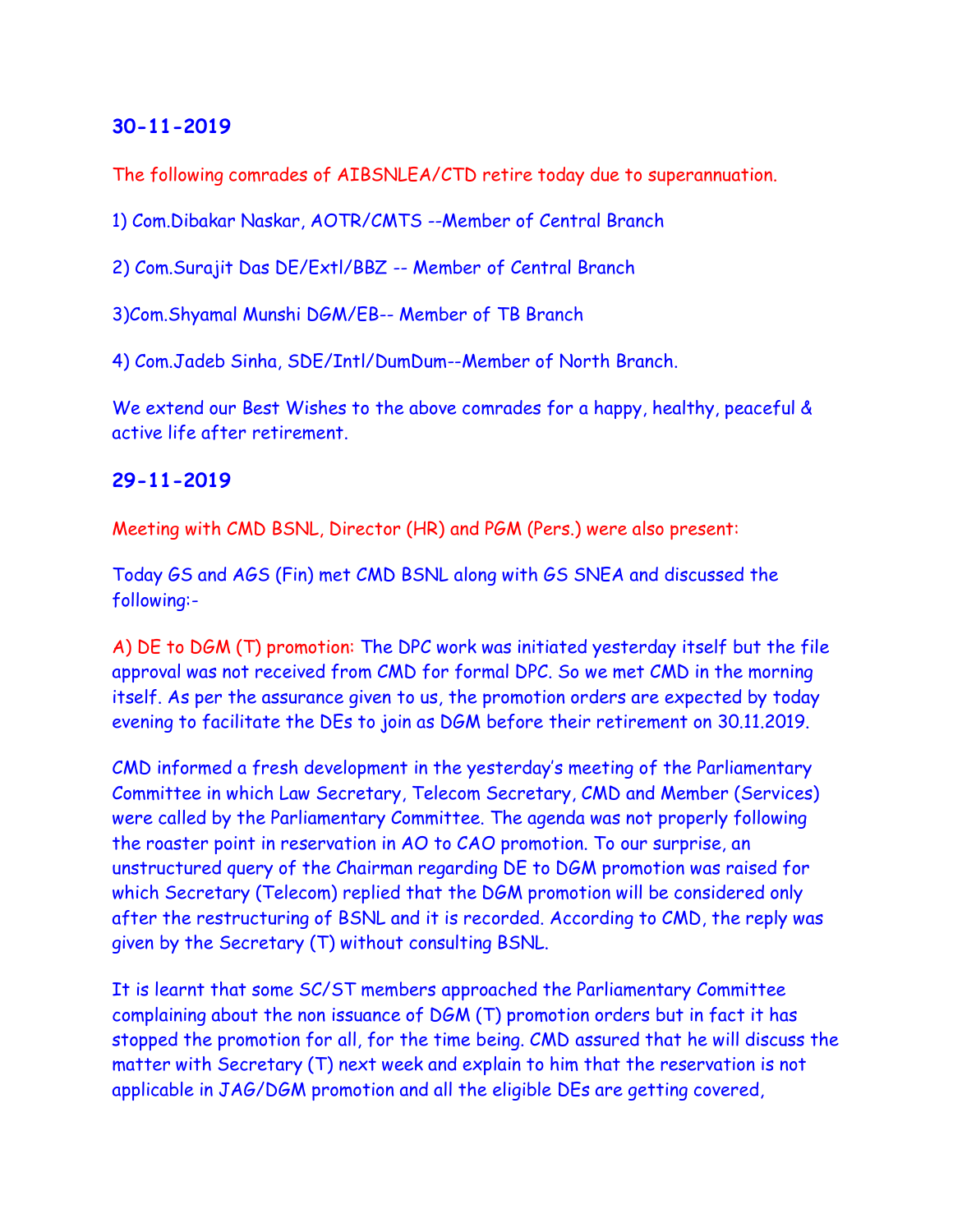## 30-11-2019

The following comrades of AIBSNLEA/CTD retire today due to superannuation.

1) Com.Dibakar Naskar, AOTR/CMTS --Member of Central Branch

2) Com.Surajit Das DE/Extl/BBZ -- Member of Central Branch

3)Com.Shyamal Munshi DGM/EB-- Member of TB Branch

4) Com.Jadeb Sinha, SDE/Intl/DumDum--Member of North Branch.

We extend our Best Wishes to the above comrades for a happy, healthy, peaceful & active life after retirement.

## 29-11-2019

Meeting with CMD BSNL, Director (HR) and PGM (Pers.) were also present:

Today GS and AGS (Fin) met CMD BSNL along with GS SNEA and discussed the following:-

A) DE to DGM (T) promotion: The DPC work was initiated yesterday itself but the file approval was not received from CMD for formal DPC. So we met CMD in the morning itself. As per the assurance given to us, the promotion orders are expected by today evening to facilitate the DEs to join as DGM before their retirement on 30.11.2019.

CMD informed a fresh development in the yesterday's meeting of the Parliamentary Committee in which Law Secretary, Telecom Secretary, CMD and Member (Services) were called by the Parliamentary Committee. The agenda was not properly following the roaster point in reservation in AO to CAO promotion. To our surprise, an unstructured query of the Chairman regarding DE to DGM promotion was raised for which Secretary (Telecom) replied that the DGM promotion will be considered only after the restructuring of BSNL and it is recorded. According to CMD, the reply was given by the Secretary (T) without consulting BSNL.

It is learnt that some SC/ST members approached the Parliamentary Committee complaining about the non issuance of DGM (T) promotion orders but in fact it has stopped the promotion for all, for the time being. CMD assured that he will discuss the matter with Secretary (T) next week and explain to him that the reservation is not applicable in JAG/DGM promotion and all the eligible DEs are getting covered,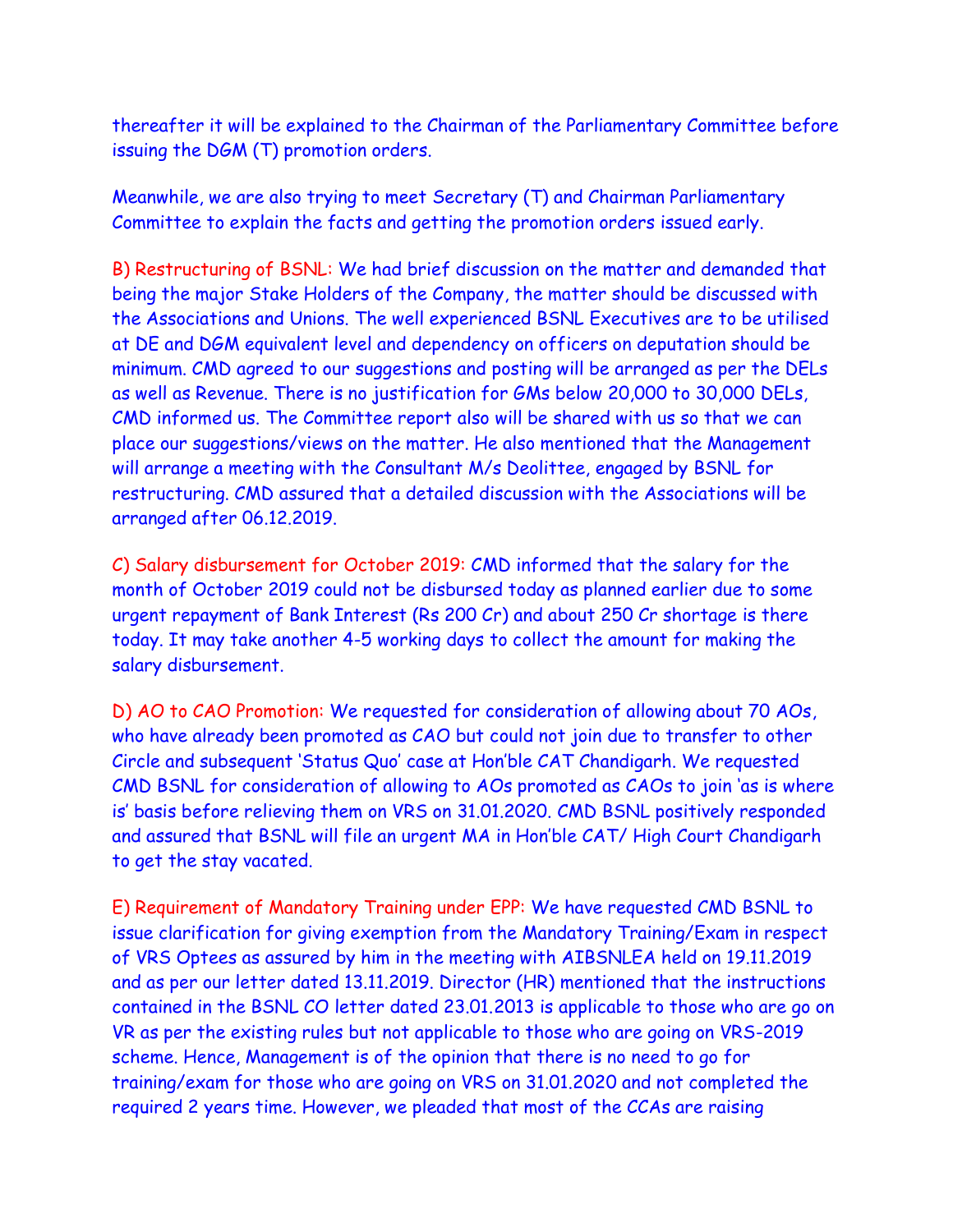thereafter it will be explained to the Chairman of the Parliamentary Committee before issuing the DGM (T) promotion orders.

Meanwhile, we are also trying to meet Secretary (T) and Chairman Parliamentary Committee to explain the facts and getting the promotion orders issued early.

B) Restructuring of BSNL: We had brief discussion on the matter and demanded that being the major Stake Holders of the Company, the matter should be discussed with the Associations and Unions. The well experienced BSNL Executives are to be utilised at DE and DGM equivalent level and dependency on officers on deputation should be minimum. CMD agreed to our suggestions and posting will be arranged as per the DELs as well as Revenue. There is no justification for GMs below 20,000 to 30,000 DELs, CMD informed us. The Committee report also will be shared with us so that we can place our suggestions/views on the matter. He also mentioned that the Management will arrange a meeting with the Consultant M/s Deolittee, engaged by BSNL for restructuring. CMD assured that a detailed discussion with the Associations will be arranged after 06.12.2019.

C) Salary disbursement for October 2019: CMD informed that the salary for the month of October 2019 could not be disbursed today as planned earlier due to some urgent repayment of Bank Interest (Rs 200 Cr) and about 250 Cr shortage is there today. It may take another 4-5 working days to collect the amount for making the salary disbursement.

D) AO to CAO Promotion: We requested for consideration of allowing about 70 AOs, who have already been promoted as CAO but could not join due to transfer to other Circle and subsequent 'Status Quo' case at Hon'ble CAT Chandigarh. We requested CMD BSNL for consideration of allowing to AOs promoted as CAOs to join 'as is where is' basis before relieving them on VRS on 31.01.2020. CMD BSNL positively responded and assured that BSNL will file an urgent MA in Hon'ble CAT/ High Court Chandigarh to get the stay vacated.

E) Requirement of Mandatory Training under EPP: We have requested CMD BSNL to issue clarification for giving exemption from the Mandatory Training/Exam in respect of VRS Optees as assured by him in the meeting with AIBSNLEA held on 19.11.2019 and as per our letter dated 13.11.2019. Director (HR) mentioned that the instructions contained in the BSNL CO letter dated 23.01.2013 is applicable to those who are go on VR as per the existing rules but not applicable to those who are going on VRS-2019 scheme. Hence, Management is of the opinion that there is no need to go for training/exam for those who are going on VRS on 31.01.2020 and not completed the required 2 years time. However, we pleaded that most of the CCAs are raising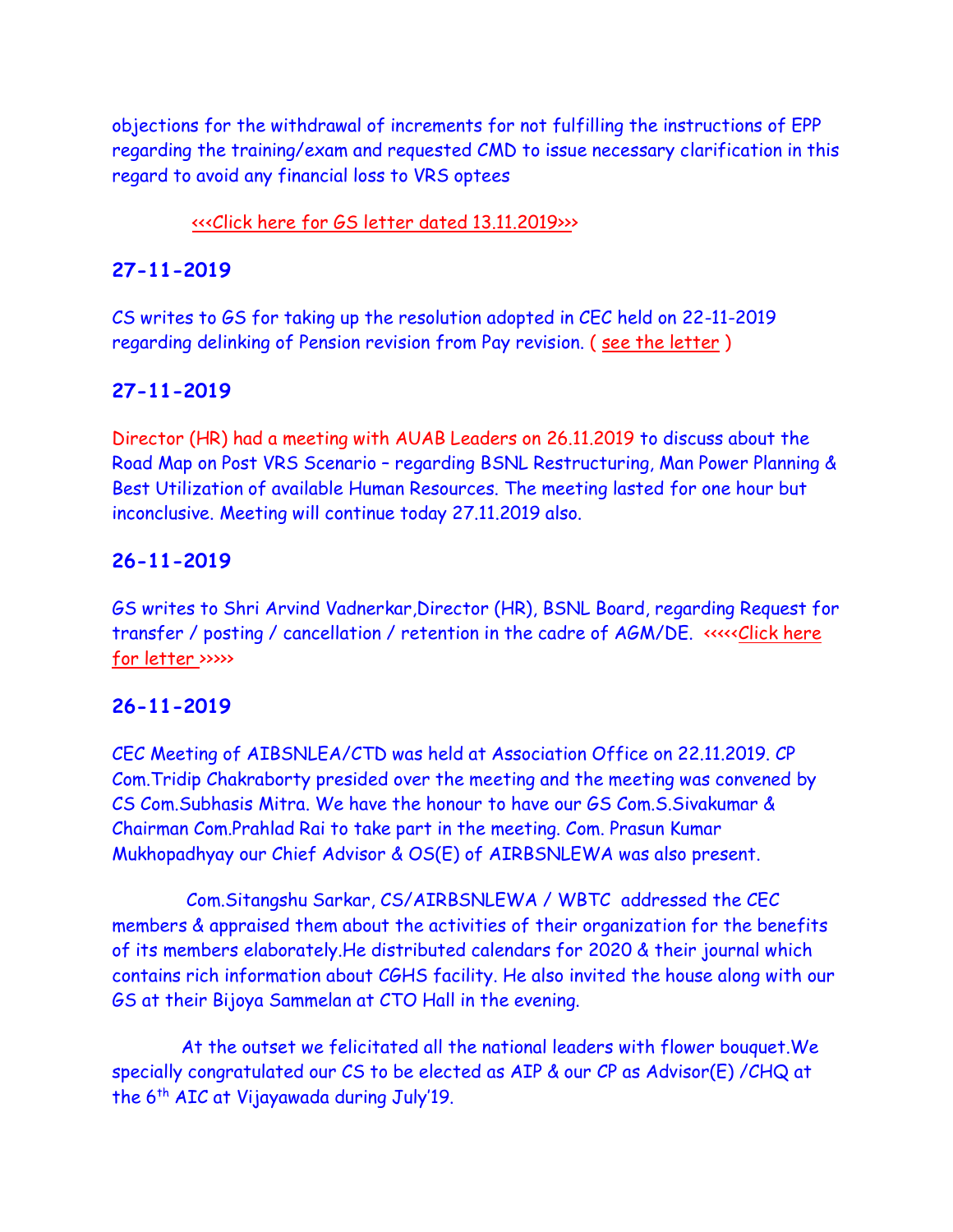objections for the withdrawal of increments for not fulfilling the instructions of EPP regarding the training/exam and requested CMD to issue necessary clarification in this regard to avoid any financial loss to VRS optees

<<<Click here for GS letter dated 13.11.2019>>>

## 27-11-2019

CS writes to GS for taking up the resolution adopted in CEC held on 22-11-2019 regarding delinking of Pension revision from Pay revision. ( see the letter )

## 27-11-2019

Director (HR) had a meeting with AUAB Leaders on 26.11.2019 to discuss about the Road Map on Post VRS Scenario – regarding BSNL Restructuring, Man Power Planning & Best Utilization of available Human Resources. The meeting lasted for one hour but inconclusive. Meeting will continue today 27.11.2019 also.

## 26-11-2019

GS writes to Shri Arvind Vadnerkar,Director (HR), BSNL Board, regarding Request for transfer / posting / cancellation / retention in the cadre of AGM/DE. <<<<<Click here for letter >>>>>

## 26-11-2019

CEC Meeting of AIBSNLEA/CTD was held at Association Office on 22.11.2019. CP Com.Tridip Chakraborty presided over the meeting and the meeting was convened by CS Com.Subhasis Mitra. We have the honour to have our GS Com.S.Sivakumar & Chairman Com.Prahlad Rai to take part in the meeting. Com. Prasun Kumar Mukhopadhyay our Chief Advisor & OS(E) of AIRBSNLEWA was also present.

Com.Sitangshu Sarkar, CS/AIRBSNLEWA / WBTC addressed the CEC members & appraised them about the activities of their organization for the benefits of its members elaborately.He distributed calendars for 2020 & their journal which contains rich information about CGHS facility. He also invited the house along with our GS at their Bijoya Sammelan at CTO Hall in the evening.

At the outset we felicitated all the national leaders with flower bouquet.We specially congratulated our CS to be elected as AIP & our CP as Advisor(E) /CHQ at the 6th AIC at Vijayawada during July'19.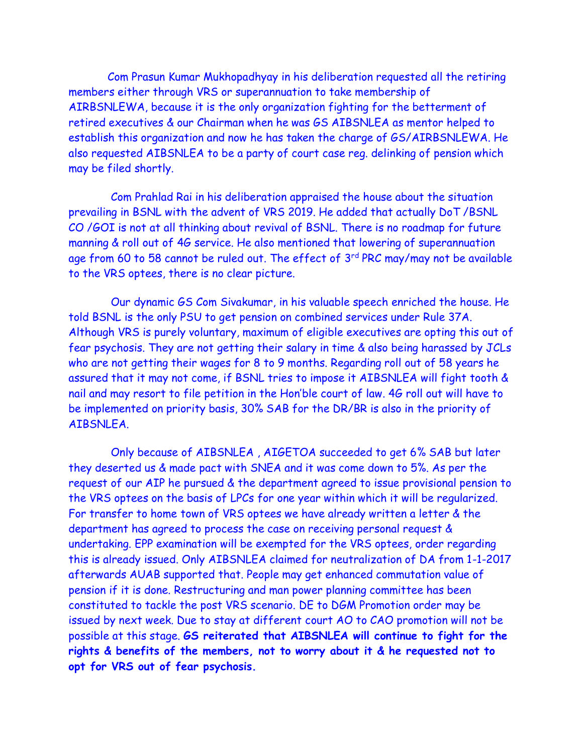Com Prasun Kumar Mukhopadhyay in his deliberation requested all the retiring members either through VRS or superannuation to take membership of AIRBSNLEWA, because it is the only organization fighting for the betterment of retired executives & our Chairman when he was GS AIBSNLEA as mentor helped to establish this organization and now he has taken the charge of GS/AIRBSNLEWA. He also requested AIBSNLEA to be a party of court case reg. delinking of pension which may be filed shortly.

Com Prahlad Rai in his deliberation appraised the house about the situation prevailing in BSNL with the advent of VRS 2019. He added that actually DoT /BSNL CO /GOI is not at all thinking about revival of BSNL. There is no roadmap for future manning & roll out of 4G service. He also mentioned that lowering of superannuation age from 60 to 58 cannot be ruled out. The effect of 3rd PRC may/may not be available to the VRS optees, there is no clear picture.

Our dynamic GS Com Sivakumar, in his valuable speech enriched the house. He told BSNL is the only PSU to get pension on combined services under Rule 37A. Although VRS is purely voluntary, maximum of eligible executives are opting this out of fear psychosis. They are not getting their salary in time & also being harassed by JCLs who are not getting their wages for 8 to 9 months. Regarding roll out of 58 years he assured that it may not come, if BSNL tries to impose it AIBSNLEA will fight tooth & nail and may resort to file petition in the Hon'ble court of law. 4G roll out will have to be implemented on priority basis, 30% SAB for the DR/BR is also in the priority of AIBSNLEA.

Only because of AIBSNLEA , AIGETOA succeeded to get 6% SAB but later they deserted us & made pact with SNEA and it was come down to 5%. As per the request of our AIP he pursued & the department agreed to issue provisional pension to the VRS optees on the basis of LPCs for one year within which it will be regularized. For transfer to home town of VRS optees we have already written a letter & the department has agreed to process the case on receiving personal request & undertaking. EPP examination will be exempted for the VRS optees, order regarding this is already issued. Only AIBSNLEA claimed for neutralization of DA from 1-1-2017 afterwards AUAB supported that. People may get enhanced commutation value of pension if it is done. Restructuring and man power planning committee has been constituted to tackle the post VRS scenario. DE to DGM Promotion order may be issued by next week. Due to stay at different court AO to CAO promotion will not be possible at this stage. **GS reiterated that AIBSNLEA will continue to fight for the rights & benefits of the members, not to worry about it & he requested not to opt for VRS out of fear psychosis.**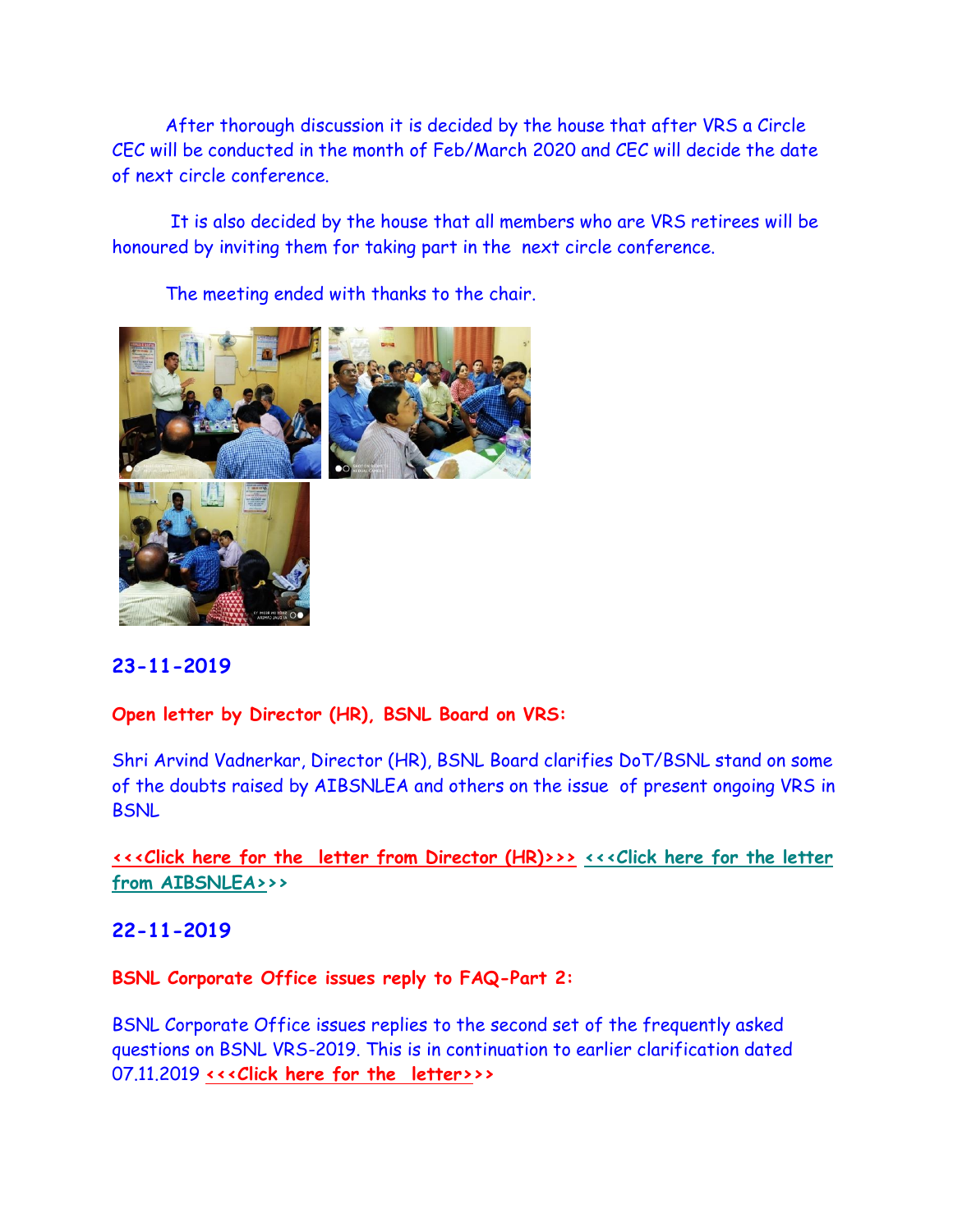After thorough discussion it is decided by the house that after VRS a Circle CEC will be conducted in the month of Feb/March 2020 and CEC will decide the date of next circle conference.

It is also decided by the house that all members who are VRS retirees will be honoured by inviting them for taking part in the next circle conference.

The meeting ended with thanks to the chair.

## 23-11-2019

**Open letter by Director (HR), BSNL Board on VRS:**

Shri Arvind Vadnerkar, Director (HR), BSNL Board clarifies DoT/BSNL stand on some of the doubts raised by AIBSNLEA and others on the issue of present ongoing VRS in BSNL

**<<<Click here for the letter from Director (HR)>>>** **<<<Click here for the letter from AIBSNLEA>>>**

## 22-11-2019

**BSNL Corporate Office issues reply to FAQ-Part 2:**

BSNL Corporate Office issues replies to the second set of the frequently asked questions on BSNL VRS-2019. This is in continuation to earlier clarification dated 07.11.2019 **<<<Click here for the letter>>>**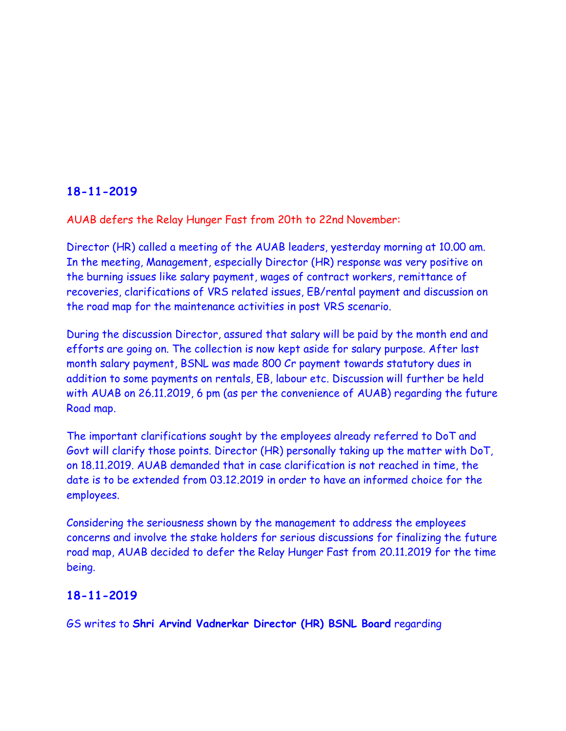## 18-11-2019

AUAB defers the Relay Hunger Fast from 20th to 22nd November:

Director (HR) called a meeting of the AUAB leaders, yesterday morning at 10.00 am. In the meeting, Management, especially Director (HR) response was very positive on the burning issues like salary payment, wages of contract workers, remittance of recoveries, clarifications of VRS related issues, EB/rental payment and discussion on the road map for the maintenance activities in post VRS scenario.

During the discussion Director, assured that salary will be paid by the month end and efforts are going on. The collection is now kept aside for salary purpose. After last month salary payment, BSNL was made 800 Cr payment towards statutory dues in addition to some payments on rentals, EB, labour etc. Discussion will further be held with AUAB on 26.11.2019, 6 pm (as per the convenience of AUAB) regarding the future Road map.

The important clarifications sought by the employees already referred to DoT and Govt will clarify those points. Director (HR) personally taking up the matter with DoT, on 18.11.2019. AUAB demanded that in case clarification is not reached in time, the date is to be extended from 03.12.2019 in order to have an informed choice for the employees.

Considering the seriousness shown by the management to address the employees concerns and involve the stake holders for serious discussions for finalizing the future road map, AUAB decided to defer the Relay Hunger Fast from 20.11.2019 for the time being.

## 18-11-2019

GS writes to **Shri Arvind Vadnerkar Director (HR) BSNL Board** regarding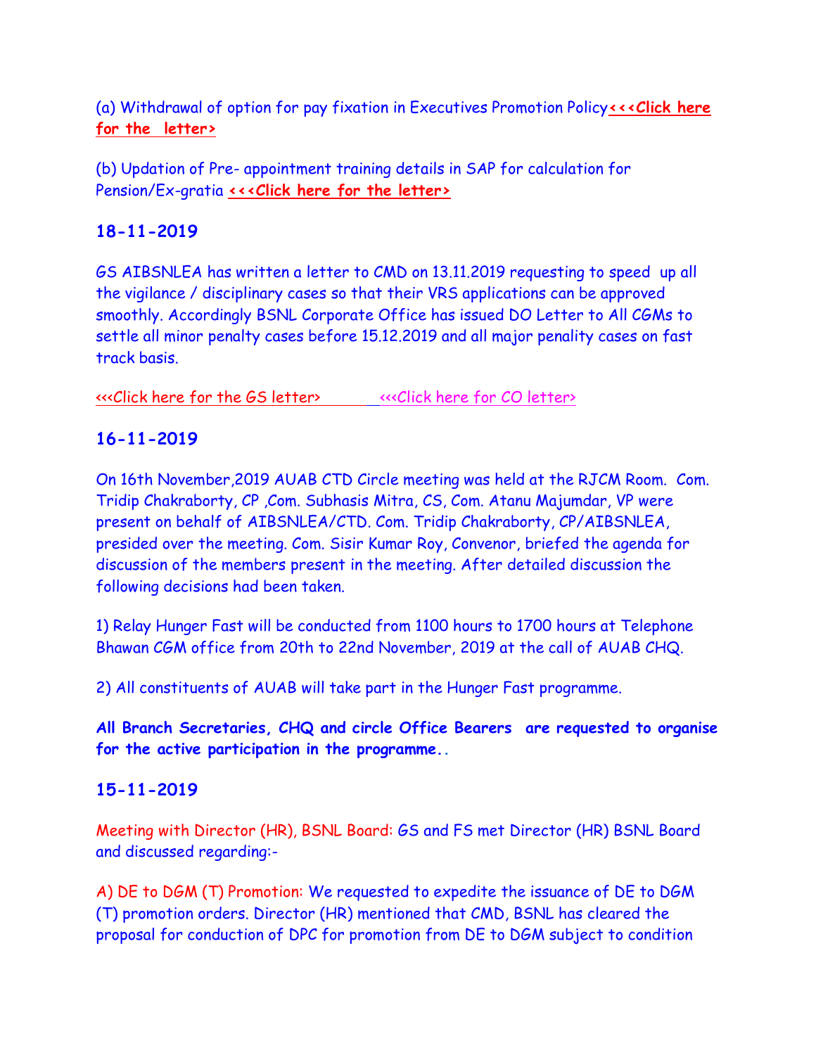(a) Withdrawal of option for pay fixation in Executives Promotion Policy**<<<Click here for the letter>**

(b) Updation of Pre- appointment training details in SAP for calculation for Pension/Ex-gratia **<<<Click here for the letter>**

## 18-11-2019

GS AIBSNLEA has written a letter to CMD on 13.11.2019 requesting to speed up all the vigilance / disciplinary cases so that their VRS applications can be approved smoothly. Accordingly BSNL Corporate Office has issued DO Letter to All CGMs to settle all minor penalty cases before 15.12.2019 and all major penality cases on fast track basis.

<<<Click here for the GS letter>    <<<Click here for CO letter>

## 16-11-2019

On 16th November,2019 AUAB CTD Circle meeting was held at the RJCM Room. Com. Tridip Chakraborty, CP ,Com. Subhasis Mitra, CS, Com. Atanu Majumdar, VP were present on behalf of AIBSNLEA/CTD. Com. Tridip Chakraborty, CP/AIBSNLEA, presided over the meeting. Com. Sisir Kumar Roy, Convenor, briefed the agenda for discussion of the members present in the meeting. After detailed discussion the following decisions had been taken.

1) Relay Hunger Fast will be conducted from 1100 hours to 1700 hours at Telephone Bhawan CGM office from 20th to 22nd November, 2019 at the call of AUAB CHQ.

2) All constituents of AUAB will take part in the Hunger Fast programme.

**All Branch Secretaries, CHQ and circle Office Bearers are requested to organise for the active participation in the programme..**

## 15-11-2019

Meeting with Director (HR), BSNL Board: GS and FS met Director (HR) BSNL Board and discussed regarding:-

A) DE to DGM (T) Promotion: We requested to expedite the issuance of DE to DGM (T) promotion orders. Director (HR) mentioned that CMD, BSNL has cleared the proposal for conduction of DPC for promotion from DE to DGM subject to condition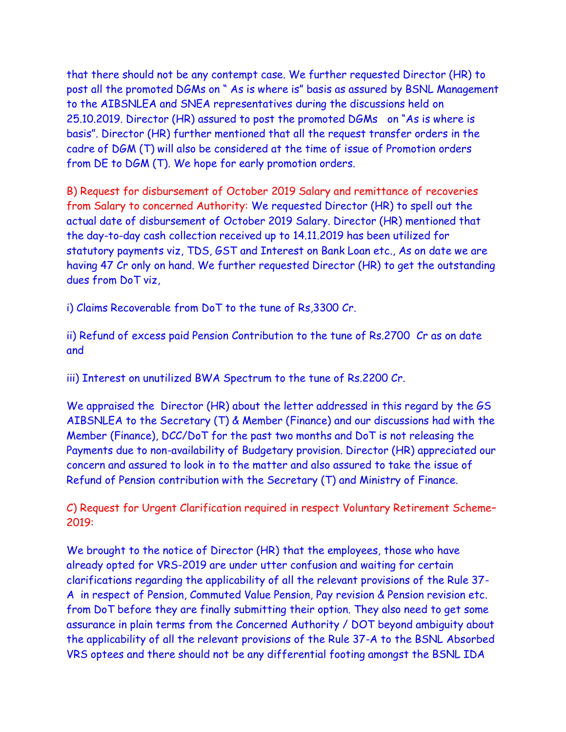that there should not be any contempt case. We further requested Director (HR) to post all the promoted DGMs on " As is where is" basis as assured by BSNL Management to the AIBSNLEA and SNEA representatives during the discussions held on 25.10.2019. Director (HR) assured to post the promoted DGMs on "As is where is basis". Director (HR) further mentioned that all the request transfer orders in the cadre of DGM (T) will also be considered at the time of issue of Promotion orders from DE to DGM (T). We hope for early promotion orders.

B) Request for disbursement of October 2019 Salary and remittance of recoveries from Salary to concerned Authority: We requested Director (HR) to spell out the actual date of disbursement of October 2019 Salary. Director (HR) mentioned that the day-to-day cash collection received up to 14.11.2019 has been utilized for statutory payments viz, TDS, GST and Interest on Bank Loan etc., As on date we are having 47 Cr only on hand. We further requested Director (HR) to get the outstanding dues from DoT viz,

i) Claims Recoverable from DoT to the tune of Rs,3300 Cr.

ii) Refund of excess paid Pension Contribution to the tune of Rs.2700 Cr as on date and

iii) Interest on unutilized BWA Spectrum to the tune of Rs.2200 Cr.

We appraised the Director (HR) about the letter addressed in this regard by the GS AIBSNLEA to the Secretary (T) & Member (Finance) and our discussions had with the Member (Finance), DCC/DoT for the past two months and DoT is not releasing the Payments due to non-availability of Budgetary provision. Director (HR) appreciated our concern and assured to look in to the matter and also assured to take the issue of Refund of Pension contribution with the Secretary (T) and Ministry of Finance.

C) Request for Urgent Clarification required in respect Voluntary Retirement Scheme–2019:

We brought to the notice of Director (HR) that the employees, those who have already opted for VRS-2019 are under utter confusion and waiting for certain clarifications regarding the applicability of all the relevant provisions of the Rule 37-A in respect of Pension, Commuted Value Pension, Pay revision & Pension revision etc. from DoT before they are finally submitting their option. They also need to get some assurance in plain terms from the Concerned Authority / DOT beyond ambiguity about the applicability of all the relevant provisions of the Rule 37-A to the BSNL Absorbed VRS optees and there should not be any differential footing amongst the BSNL IDA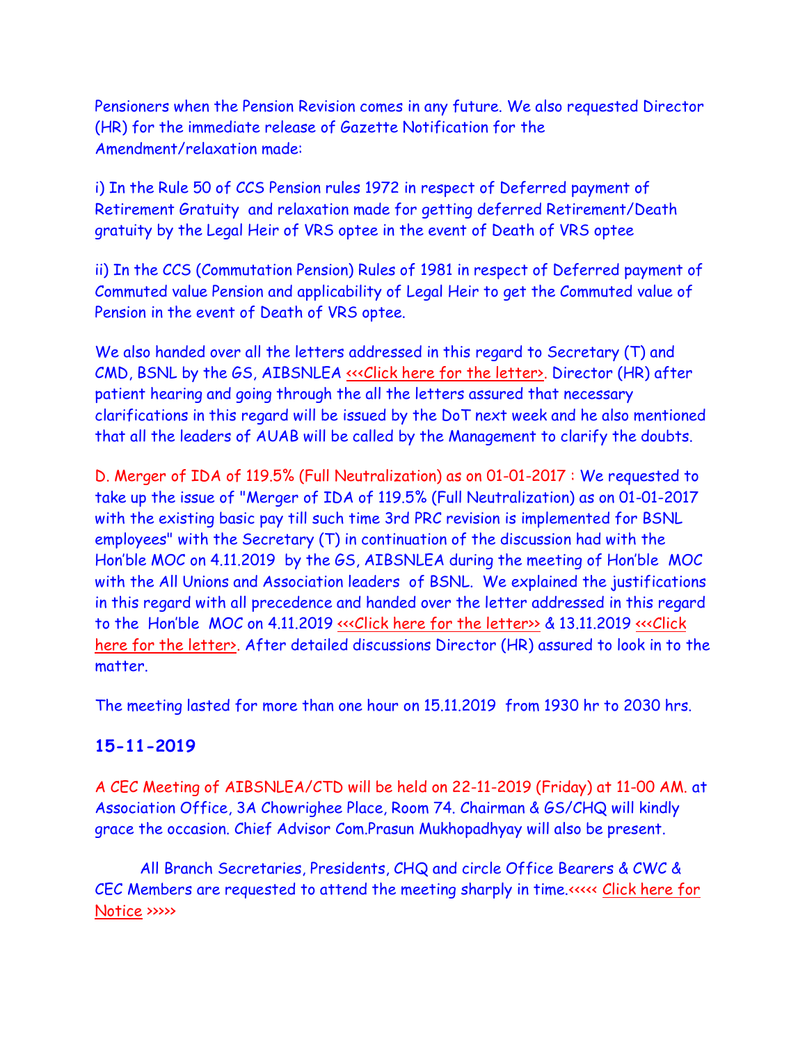Pensioners when the Pension Revision comes in any future. We also requested Director (HR) for the immediate release of Gazette Notification for the Amendment/relaxation made:

i) In the Rule 50 of CCS Pension rules 1972 in respect of Deferred payment of Retirement Gratuity and relaxation made for getting deferred Retirement/Death gratuity by the Legal Heir of VRS optee in the event of Death of VRS optee

ii) In the CCS (Commutation Pension) Rules of 1981 in respect of Deferred payment of Commuted value Pension and applicability of Legal Heir to get the Commuted value of Pension in the event of Death of VRS optee.

We also handed over all the letters addressed in this regard to Secretary (T) and CMD, BSNL by the GS, AIBSNLEA <<<Click here for the letter>. Director (HR) after patient hearing and going through the all the letters assured that necessary clarifications in this regard will be issued by the DoT next week and he also mentioned that all the leaders of AUAB will be called by the Management to clarify the doubts.

D. Merger of IDA of 119.5% (Full Neutralization) as on 01-01-2017 : We requested to take up the issue of "Merger of IDA of 119.5% (Full Neutralization) as on 01-01-2017 with the existing basic pay till such time 3rd PRC revision is implemented for BSNL employees" with the Secretary (T) in continuation of the discussion had with the Hon'ble MOC on 4.11.2019 by the GS, AIBSNLEA during the meeting of Hon'ble MOC with the All Unions and Association leaders of BSNL. We explained the justifications in this regard with all precedence and handed over the letter addressed in this regard to the Hon'ble MOC on 4.11.2019 <<<Click here for the letter>> & 13.11.2019 <<<Click here for the letter>. After detailed discussions Director (HR) assured to look in to the matter.

The meeting lasted for more than one hour on 15.11.2019 from 1930 hr to 2030 hrs.

## 15-11-2019

A CEC Meeting of AIBSNLEA/CTD will be held on 22-11-2019 (Friday) at 11-00 AM. at Association Office, 3A Chowrighee Place, Room 74. Chairman & GS/CHQ will kindly grace the occasion. Chief Advisor Com.Prasun Mukhopadhyay will also be present.

All Branch Secretaries, Presidents, CHQ and circle Office Bearers & CWC & CEC Members are requested to attend the meeting sharply in time.<<<<< Click here for Notice >>>>>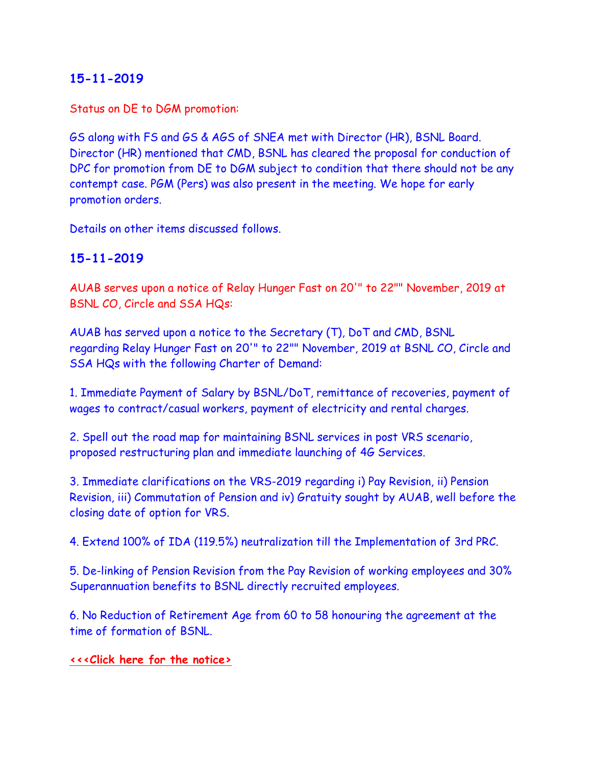## 15-11-2019

Status on DE to DGM promotion:

GS along with FS and GS & AGS of SNEA met with Director (HR), BSNL Board. Director (HR) mentioned that CMD, BSNL has cleared the proposal for conduction of DPC for promotion from DE to DGM subject to condition that there should not be any contempt case. PGM (Pers) was also present in the meeting. We hope for early promotion orders.

Details on other items discussed follows.

## 15-11-2019

AUAB serves upon a notice of Relay Hunger Fast on 20'" to 22"" November, 2019 at BSNL CO, Circle and SSA HQs:

AUAB has served upon a notice to the Secretary (T), DoT and CMD, BSNL regarding Relay Hunger Fast on 20'" to 22"" November, 2019 at BSNL CO, Circle and SSA HQs with the following Charter of Demand:

1. Immediate Payment of Salary by BSNL/DoT, remittance of recoveries, payment of wages to contract/casual workers, payment of electricity and rental charges.

2. Spell out the road map for maintaining BSNL services in post VRS scenario, proposed restructuring plan and immediate launching of 4G Services.

3. Immediate clarifications on the VRS-2019 regarding i) Pay Revision, ii) Pension Revision, iii) Commutation of Pension and iv) Gratuity sought by AUAB, well before the closing date of option for VRS.

4. Extend 100% of IDA (119.5%) neutralization till the Implementation of 3rd PRC.

5. De-linking of Pension Revision from the Pay Revision of working employees and 30% Superannuation benefits to BSNL directly recruited employees.

6. No Reduction of Retirement Age from 60 to 58 honouring the agreement at the time of formation of BSNL.

**<<<Click here for the notice>**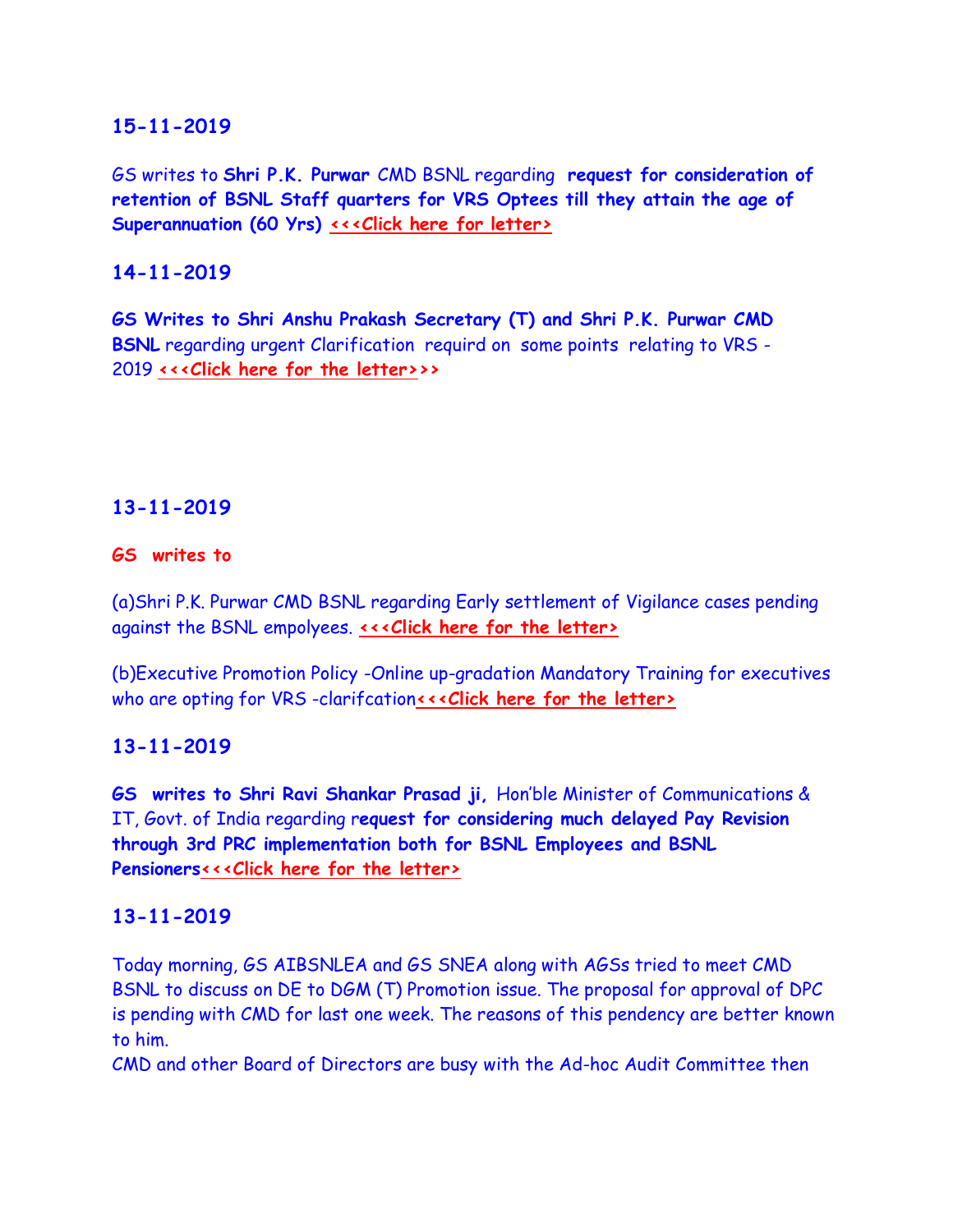## 15-11-2019

GS writes to **Shri P.K. Purwar** CMD BSNL regarding **request for consideration of retention of BSNL Staff quarters for VRS Optees till they attain the age of Superannuation (60 Yrs)** **<<<Click here for letter>**

## 14-11-2019

**GS Writes to Shri Anshu Prakash Secretary (T) and Shri P.K. Purwar CMD BSNL** regarding urgent Clarification requird on some points relating to VRS - 2019 **<<<Click here for the letter>>>**

## 13-11-2019

**GS writes to**

(a)Shri P.K. Purwar CMD BSNL regarding Early settlement of Vigilance cases pending against the BSNL empolyees. **<<<Click here for the letter>**

(b)Executive Promotion Policy -Online up-gradation Mandatory Training for executives who are opting for VRS -clarifcation**<<<Click here for the letter>**

## 13-11-2019

**GS writes to Shri Ravi Shankar Prasad ji,** Hon'ble Minister of Communications & IT, Govt. of India regarding r**equest for considering much delayed Pay Revision through 3rd PRC implementation both for BSNL Employees and BSNL Pensioners<<<Click here for the letter>**

## 13-11-2019

Today morning, GS AIBSNLEA and GS SNEA along with AGSs tried to meet CMD BSNL to discuss on DE to DGM (T) Promotion issue. The proposal for approval of DPC is pending with CMD for last one week. The reasons of this pendency are better known to him.

CMD and other Board of Directors are busy with the Ad-hoc Audit Committee then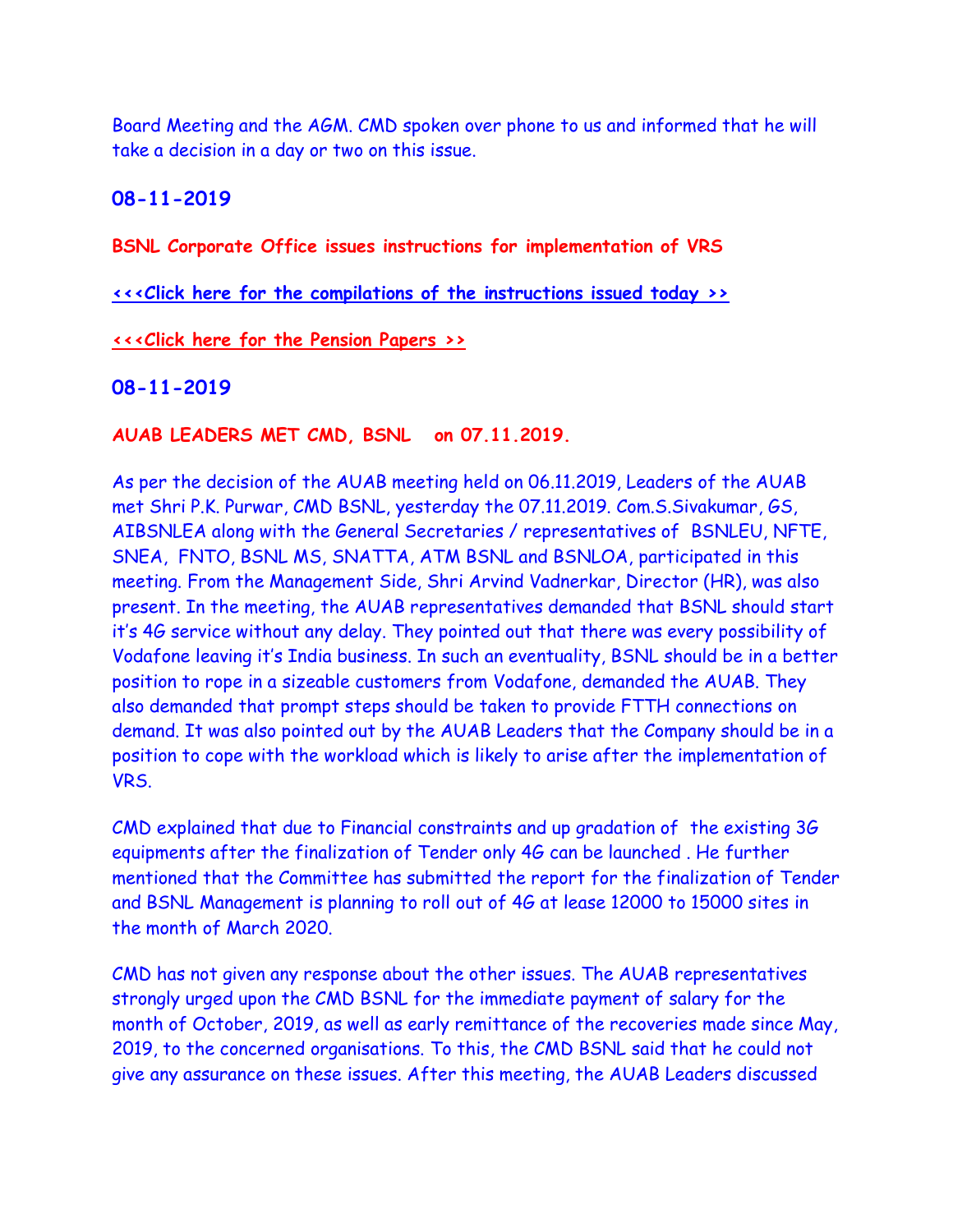Board Meeting and the AGM. CMD spoken over phone to us and informed that he will take a decision in a day or two on this issue.

## 08-11-2019

**BSNL Corporate Office issues instructions for implementation of VRS**

**<<<Click here for the compilations of the instructions issued today >>**

**<<<Click here for the Pension Papers >>**

## 08-11-2019

**AUAB LEADERS MET CMD, BSNL on 07.11.2019.**

As per the decision of the AUAB meeting held on 06.11.2019, Leaders of the AUAB met Shri P.K. Purwar, CMD BSNL, yesterday the 07.11.2019. Com.S.Sivakumar, GS, AIBSNLEA along with the General Secretaries / representatives of BSNLEU, NFTE, SNEA, FNTO, BSNL MS, SNATTA, ATM BSNL and BSNLOA, participated in this meeting. From the Management Side, Shri Arvind Vadnerkar, Director (HR), was also present. In the meeting, the AUAB representatives demanded that BSNL should start it's 4G service without any delay. They pointed out that there was every possibility of Vodafone leaving it's India business. In such an eventuality, BSNL should be in a better position to rope in a sizeable customers from Vodafone, demanded the AUAB. They also demanded that prompt steps should be taken to provide FTTH connections on demand. It was also pointed out by the AUAB Leaders that the Company should be in a position to cope with the workload which is likely to arise after the implementation of VRS.

CMD explained that due to Financial constraints and up gradation of the existing 3G equipments after the finalization of Tender only 4G can be launched . He further mentioned that the Committee has submitted the report for the finalization of Tender and BSNL Management is planning to roll out of 4G at lease 12000 to 15000 sites in the month of March 2020.

CMD has not given any response about the other issues. The AUAB representatives strongly urged upon the CMD BSNL for the immediate payment of salary for the month of October, 2019, as well as early remittance of the recoveries made since May, 2019, to the concerned organisations. To this, the CMD BSNL said that he could not give any assurance on these issues. After this meeting, the AUAB Leaders discussed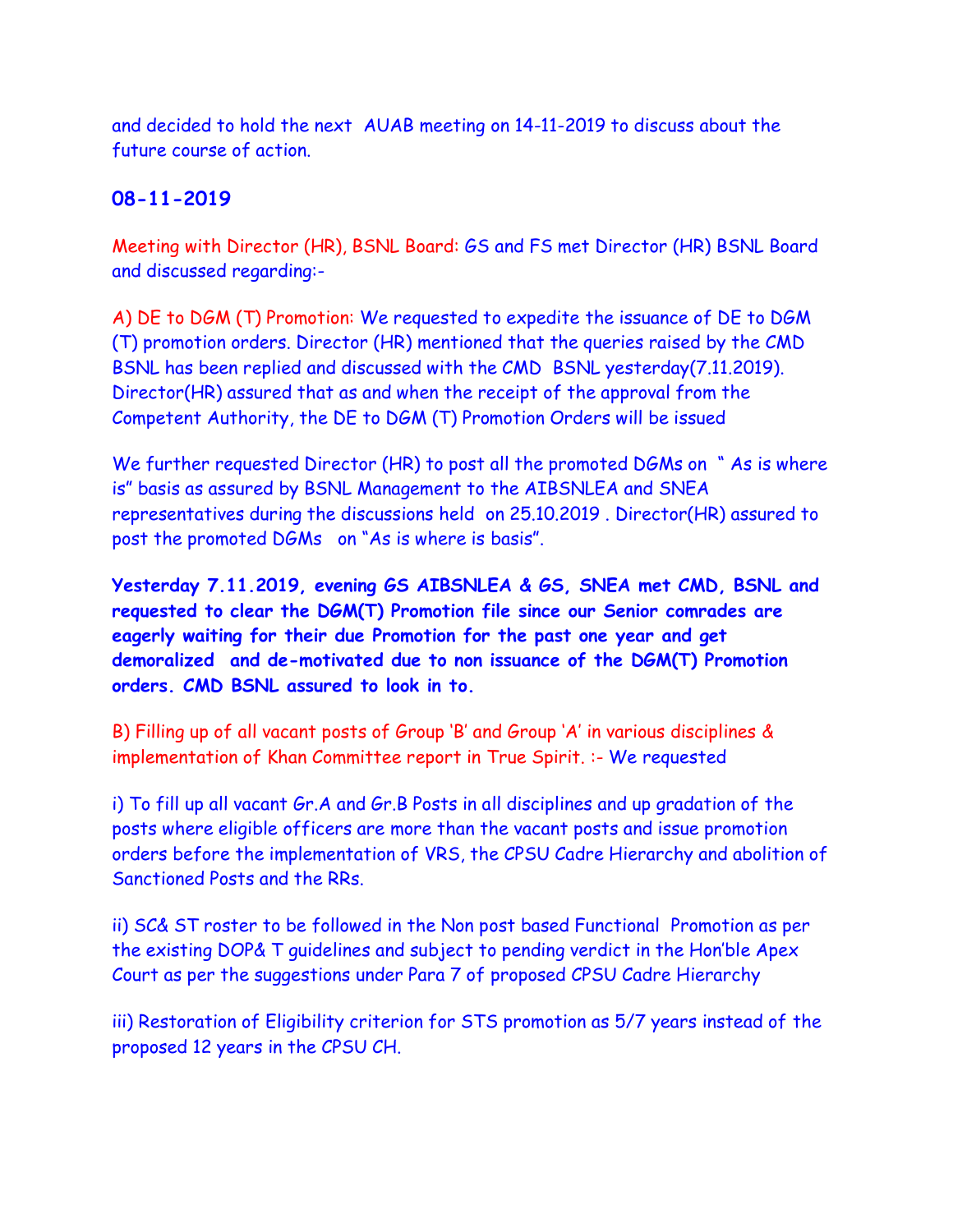and decided to hold the next AUAB meeting on 14-11-2019 to discuss about the future course of action.

## 08-11-2019

Meeting with Director (HR), BSNL Board: GS and FS met Director (HR) BSNL Board and discussed regarding:-

A) DE to DGM (T) Promotion: We requested to expedite the issuance of DE to DGM (T) promotion orders. Director (HR) mentioned that the queries raised by the CMD BSNL has been replied and discussed with the CMD BSNL yesterday(7.11.2019). Director(HR) assured that as and when the receipt of the approval from the Competent Authority, the DE to DGM (T) Promotion Orders will be issued

We further requested Director (HR) to post all the promoted DGMs on " As is where is" basis as assured by BSNL Management to the AIBSNLEA and SNEA representatives during the discussions held on 25.10.2019 . Director(HR) assured to post the promoted DGMs on "As is where is basis".

**Yesterday 7.11.2019, evening GS AIBSNLEA & GS, SNEA met CMD, BSNL and requested to clear the DGM(T) Promotion file since our Senior comrades are eagerly waiting for their due Promotion for the past one year and get demoralized and de-motivated due to non issuance of the DGM(T) Promotion orders. CMD BSNL assured to look in to.**

B) Filling up of all vacant posts of Group 'B' and Group 'A' in various disciplines & implementation of Khan Committee report in True Spirit. :- We requested

i) To fill up all vacant Gr.A and Gr.B Posts in all disciplines and up gradation of the posts where eligible officers are more than the vacant posts and issue promotion orders before the implementation of VRS, the CPSU Cadre Hierarchy and abolition of Sanctioned Posts and the RRs.

ii) SC& ST roster to be followed in the Non post based Functional Promotion as per the existing DOP& T guidelines and subject to pending verdict in the Hon'ble Apex Court as per the suggestions under Para 7 of proposed CPSU Cadre Hierarchy

iii) Restoration of Eligibility criterion for STS promotion as 5/7 years instead of the proposed 12 years in the CPSU CH.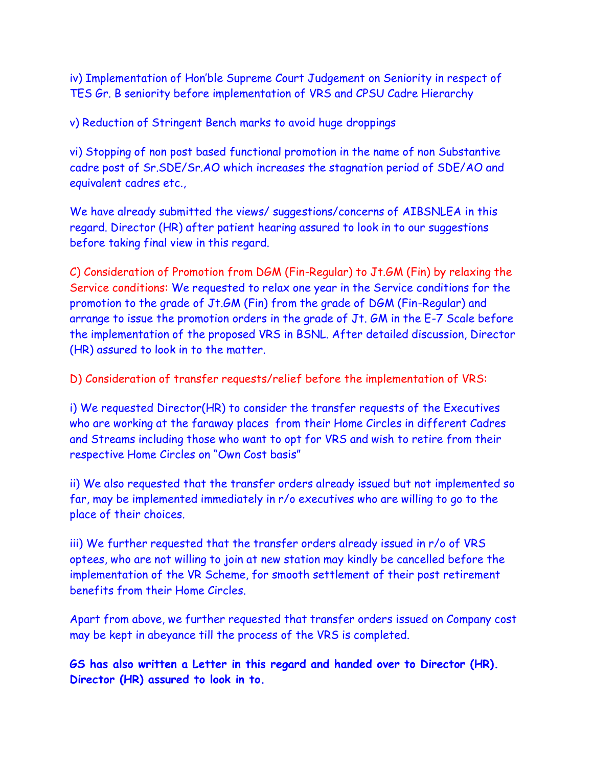iv) Implementation of Hon'ble Supreme Court Judgement on Seniority in respect of TES Gr. B seniority before implementation of VRS and CPSU Cadre Hierarchy

v) Reduction of Stringent Bench marks to avoid huge droppings

vi) Stopping of non post based functional promotion in the name of non Substantive cadre post of Sr.SDE/Sr.AO which increases the stagnation period of SDE/AO and equivalent cadres etc.,

We have already submitted the views/ suggestions/concerns of AIBSNLEA in this regard. Director (HR) after patient hearing assured to look in to our suggestions before taking final view in this regard.

C) Consideration of Promotion from DGM (Fin-Regular) to Jt.GM (Fin) by relaxing the Service conditions: We requested to relax one year in the Service conditions for the promotion to the grade of Jt.GM (Fin) from the grade of DGM (Fin-Regular) and arrange to issue the promotion orders in the grade of Jt. GM in the E-7 Scale before the implementation of the proposed VRS in BSNL. After detailed discussion, Director (HR) assured to look in to the matter.

D) Consideration of transfer requests/relief before the implementation of VRS:

i) We requested Director(HR) to consider the transfer requests of the Executives who are working at the faraway places from their Home Circles in different Cadres and Streams including those who want to opt for VRS and wish to retire from their respective Home Circles on "Own Cost basis"

ii) We also requested that the transfer orders already issued but not implemented so far, may be implemented immediately in r/o executives who are willing to go to the place of their choices.

iii) We further requested that the transfer orders already issued in r/o of VRS optees, who are not willing to join at new station may kindly be cancelled before the implementation of the VR Scheme, for smooth settlement of their post retirement benefits from their Home Circles.

Apart from above, we further requested that transfer orders issued on Company cost may be kept in abeyance till the process of the VRS is completed.

**GS has also written a Letter in this regard and handed over to Director (HR). Director (HR) assured to look in to.**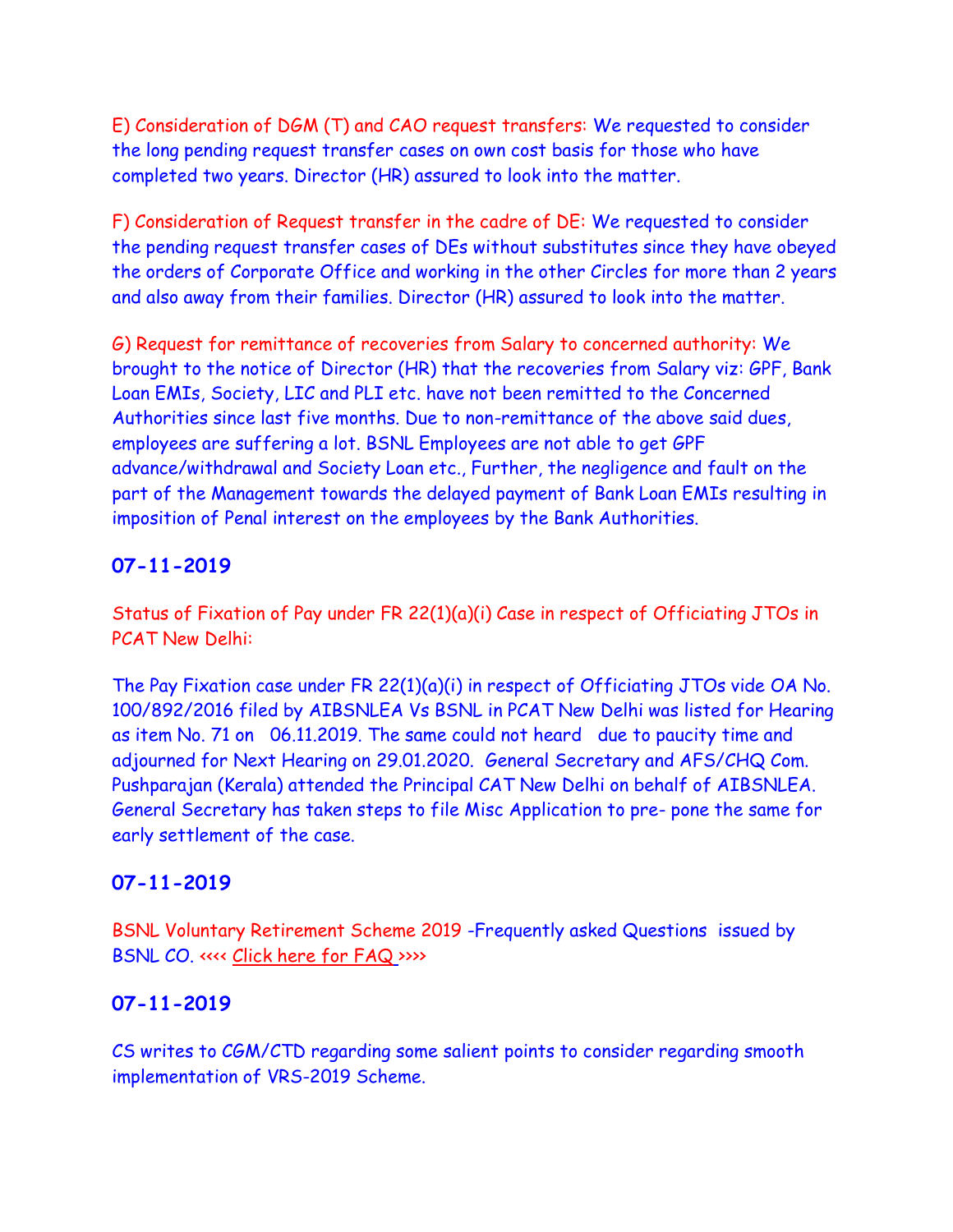E) Consideration of DGM (T) and CAO request transfers: We requested to consider the long pending request transfer cases on own cost basis for those who have completed two years. Director (HR) assured to look into the matter.

F) Consideration of Request transfer in the cadre of DE: We requested to consider the pending request transfer cases of DEs without substitutes since they have obeyed the orders of Corporate Office and working in the other Circles for more than 2 years and also away from their families. Director (HR) assured to look into the matter.

G) Request for remittance of recoveries from Salary to concerned authority: We brought to the notice of Director (HR) that the recoveries from Salary viz: GPF, Bank Loan EMIs, Society, LIC and PLI etc. have not been remitted to the Concerned Authorities since last five months. Due to non-remittance of the above said dues, employees are suffering a lot. BSNL Employees are not able to get GPF advance/withdrawal and Society Loan etc., Further, the negligence and fault on the part of the Management towards the delayed payment of Bank Loan EMIs resulting in imposition of Penal interest on the employees by the Bank Authorities.

## 07-11-2019

Status of Fixation of Pay under FR 22(1)(a)(i) Case in respect of Officiating JTOs in PCAT New Delhi:

The Pay Fixation case under FR 22(1)(a)(i) in respect of Officiating JTOs vide OA No. 100/892/2016 filed by AIBSNLEA Vs BSNL in PCAT New Delhi was listed for Hearing as item No. 71 on 06.11.2019. The same could not heard due to paucity time and adjourned for Next Hearing on 29.01.2020. General Secretary and AFS/CHQ Com. Pushparajan (Kerala) attended the Principal CAT New Delhi on behalf of AIBSNLEA. General Secretary has taken steps to file Misc Application to pre- pone the same for early settlement of the case.

## 07-11-2019

BSNL Voluntary Retirement Scheme 2019 -Frequently asked Questions issued by BSNL CO. <<<< Click here for FAQ >>>>

## 07-11-2019

CS writes to CGM/CTD regarding some salient points to consider regarding smooth implementation of VRS-2019 Scheme.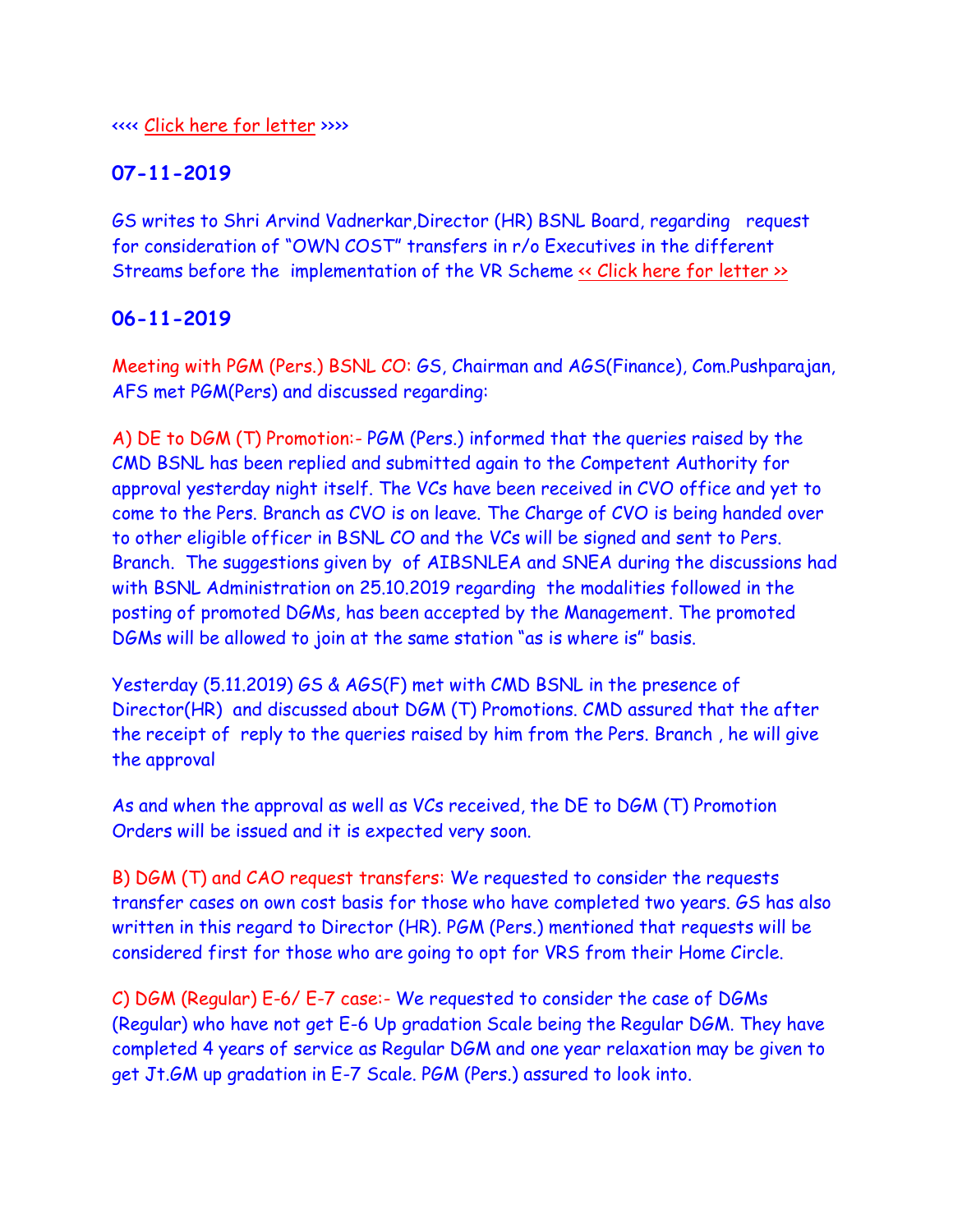<<<< Click here for letter >>>>

## 07-11-2019

GS writes to Shri Arvind Vadnerkar,Director (HR) BSNL Board, regarding request for consideration of "OWN COST" transfers in r/o Executives in the different Streams before the implementation of the VR Scheme << Click here for letter >>

## 06-11-2019

Meeting with PGM (Pers.) BSNL CO: GS, Chairman and AGS(Finance), Com.Pushparajan, AFS met PGM(Pers) and discussed regarding:

A) DE to DGM (T) Promotion:- PGM (Pers.) informed that the queries raised by the CMD BSNL has been replied and submitted again to the Competent Authority for approval yesterday night itself. The VCs have been received in CVO office and yet to come to the Pers. Branch as CVO is on leave. The Charge of CVO is being handed over to other eligible officer in BSNL CO and the VCs will be signed and sent to Pers. Branch. The suggestions given by of AIBSNLEA and SNEA during the discussions had with BSNL Administration on 25.10.2019 regarding the modalities followed in the posting of promoted DGMs, has been accepted by the Management. The promoted DGMs will be allowed to join at the same station "as is where is" basis.

Yesterday (5.11.2019) GS & AGS(F) met with CMD BSNL in the presence of Director(HR) and discussed about DGM (T) Promotions. CMD assured that the after the receipt of reply to the queries raised by him from the Pers. Branch , he will give the approval

As and when the approval as well as VCs received, the DE to DGM (T) Promotion Orders will be issued and it is expected very soon.

B) DGM (T) and CAO request transfers: We requested to consider the requests transfer cases on own cost basis for those who have completed two years. GS has also written in this regard to Director (HR). PGM (Pers.) mentioned that requests will be considered first for those who are going to opt for VRS from their Home Circle.

C) DGM (Regular) E-6/ E-7 case:- We requested to consider the case of DGMs (Regular) who have not get E-6 Up gradation Scale being the Regular DGM. They have completed 4 years of service as Regular DGM and one year relaxation may be given to get Jt.GM up gradation in E-7 Scale. PGM (Pers.) assured to look into.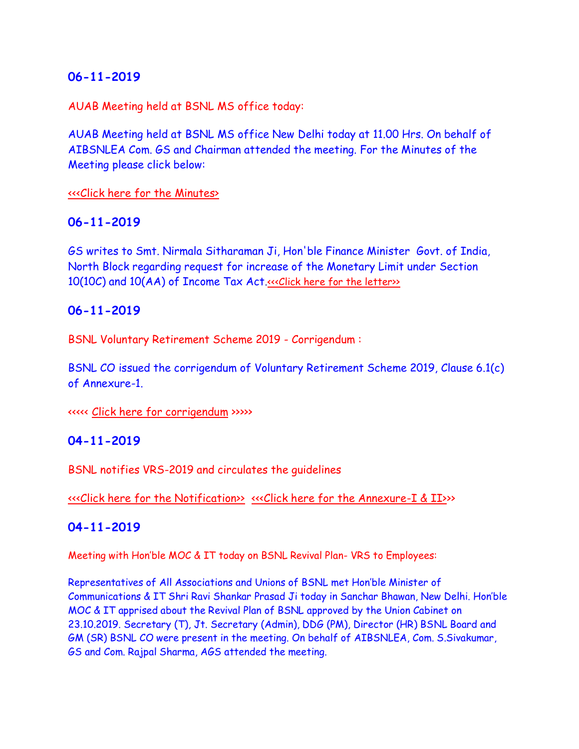## 06-11-2019

AUAB Meeting held at BSNL MS office today:

AUAB Meeting held at BSNL MS office New Delhi today at 11.00 Hrs. On behalf of AIBSNLEA Com. GS and Chairman attended the meeting. For the Minutes of the Meeting please click below:

<<<Click here for the Minutes>

## 06-11-2019

GS writes to Smt. Nirmala Sitharaman Ji, Hon'ble Finance Minister Govt. of India, North Block regarding request for increase of the Monetary Limit under Section 10(10C) and 10(AA) of Income Tax Act.<<<Click here for the letter>>

## 06-11-2019

BSNL Voluntary Retirement Scheme 2019 - Corrigendum :

BSNL CO issued the corrigendum of Voluntary Retirement Scheme 2019, Clause 6.1(c) of Annexure-1.

<<<<< Click here for corrigendum >>>>>

## 04-11-2019

BSNL notifies VRS-2019 and circulates the guidelines

<<<Click here for the Notification>> <<<Click here for the Annexure-I & II>>>

## 04-11-2019

Meeting with Hon'ble MOC & IT today on BSNL Revival Plan- VRS to Employees:

Representatives of All Associations and Unions of BSNL met Hon'ble Minister of Communications & IT Shri Ravi Shankar Prasad Ji today in Sanchar Bhawan, New Delhi. Hon'ble MOC & IT apprised about the Revival Plan of BSNL approved by the Union Cabinet on 23.10.2019. Secretary (T), Jt. Secretary (Admin), DDG (PM), Director (HR) BSNL Board and GM (SR) BSNL CO were present in the meeting. On behalf of AIBSNLEA, Com. S.Sivakumar, GS and Com. Rajpal Sharma, AGS attended the meeting.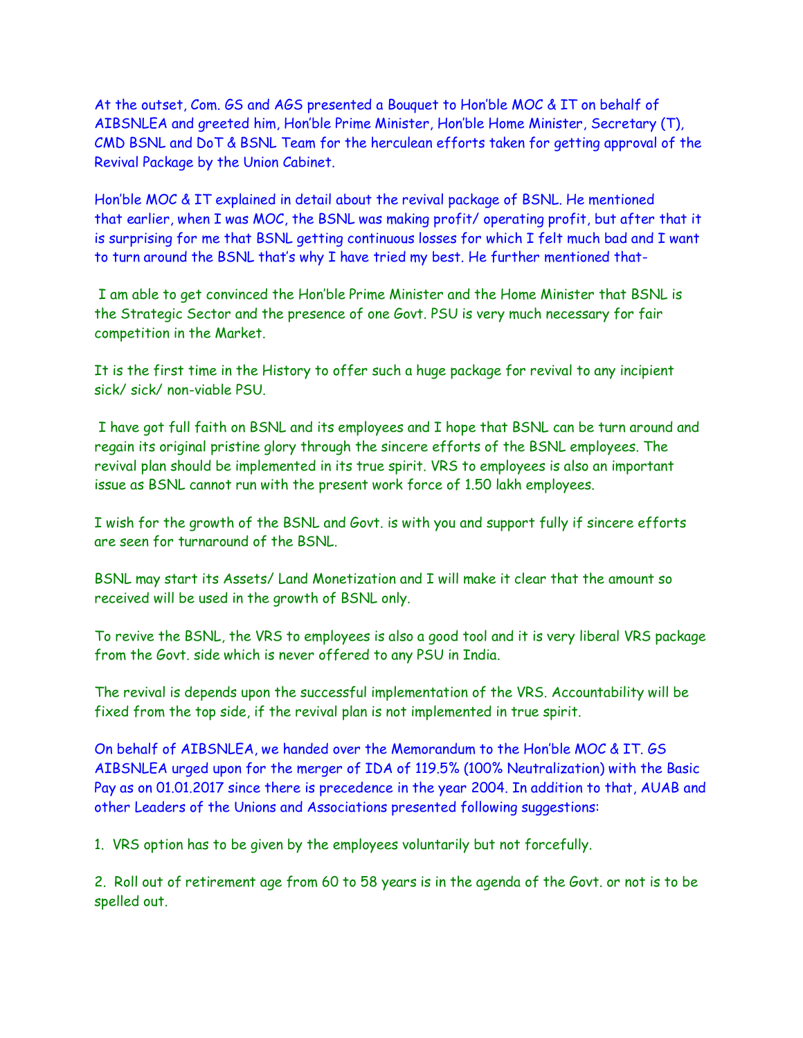At the outset, Com. GS and AGS presented a Bouquet to Hon'ble MOC & IT on behalf of AIBSNLEA and greeted him, Hon'ble Prime Minister, Hon'ble Home Minister, Secretary (T), CMD BSNL and DoT & BSNL Team for the herculean efforts taken for getting approval of the Revival Package by the Union Cabinet.

Hon'ble MOC & IT explained in detail about the revival package of BSNL. He mentioned that earlier, when I was MOC, the BSNL was making profit/ operating profit, but after that it is surprising for me that BSNL getting continuous losses for which I felt much bad and I want to turn around the BSNL that's why I have tried my best. He further mentioned that-

I am able to get convinced the Hon'ble Prime Minister and the Home Minister that BSNL is the Strategic Sector and the presence of one Govt. PSU is very much necessary for fair competition in the Market.

It is the first time in the History to offer such a huge package for revival to any incipient sick/ sick/ non-viable PSU.

I have got full faith on BSNL and its employees and I hope that BSNL can be turn around and regain its original pristine glory through the sincere efforts of the BSNL employees. The revival plan should be implemented in its true spirit. VRS to employees is also an important issue as BSNL cannot run with the present work force of 1.50 lakh employees.

I wish for the growth of the BSNL and Govt. is with you and support fully if sincere efforts are seen for turnaround of the BSNL.

BSNL may start its Assets/ Land Monetization and I will make it clear that the amount so received will be used in the growth of BSNL only.

To revive the BSNL, the VRS to employees is also a good tool and it is very liberal VRS package from the Govt. side which is never offered to any PSU in India.

The revival is depends upon the successful implementation of the VRS. Accountability will be fixed from the top side, if the revival plan is not implemented in true spirit.

On behalf of AIBSNLEA, we handed over the Memorandum to the Hon'ble MOC & IT. GS AIBSNLEA urged upon for the merger of IDA of 119.5% (100% Neutralization) with the Basic Pay as on 01.01.2017 since there is precedence in the year 2004. In addition to that, AUAB and other Leaders of the Unions and Associations presented following suggestions:

1. VRS option has to be given by the employees voluntarily but not forcefully.

2. Roll out of retirement age from 60 to 58 years is in the agenda of the Govt. or not is to be spelled out.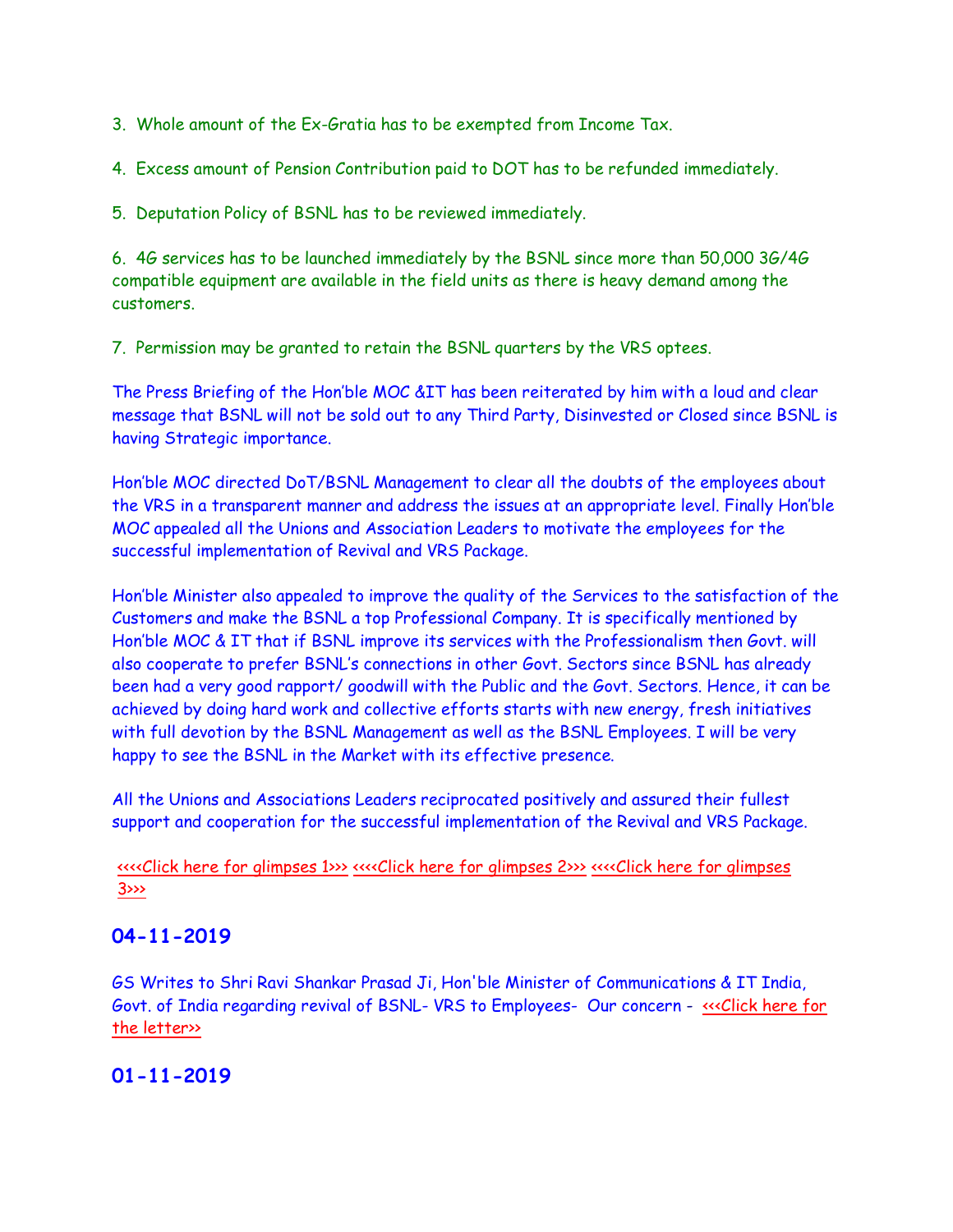3. Whole amount of the Ex-Gratia has to be exempted from Income Tax.

4. Excess amount of Pension Contribution paid to DOT has to be refunded immediately.

5. Deputation Policy of BSNL has to be reviewed immediately.

6. 4G services has to be launched immediately by the BSNL since more than 50,000 3G/4G compatible equipment are available in the field units as there is heavy demand among the customers.

7. Permission may be granted to retain the BSNL quarters by the VRS optees.

The Press Briefing of the Hon'ble MOC &IT has been reiterated by him with a loud and clear message that BSNL will not be sold out to any Third Party, Disinvested or Closed since BSNL is having Strategic importance.

Hon'ble MOC directed DoT/BSNL Management to clear all the doubts of the employees about the VRS in a transparent manner and address the issues at an appropriate level. Finally Hon'ble MOC appealed all the Unions and Association Leaders to motivate the employees for the successful implementation of Revival and VRS Package.

Hon'ble Minister also appealed to improve the quality of the Services to the satisfaction of the Customers and make the BSNL a top Professional Company. It is specifically mentioned by Hon'ble MOC & IT that if BSNL improve its services with the Professionalism then Govt. will also cooperate to prefer BSNL's connections in other Govt. Sectors since BSNL has already been had a very good rapport/ goodwill with the Public and the Govt. Sectors. Hence, it can be achieved by doing hard work and collective efforts starts with new energy, fresh initiatives with full devotion by the BSNL Management as well as the BSNL Employees. I will be very happy to see the BSNL in the Market with its effective presence.

All the Unions and Associations Leaders reciprocated positively and assured their fullest support and cooperation for the successful implementation of the Revival and VRS Package.

<<<<Click here for glimpses 1>>> <<<<Click here for glimpses 2>>> <<<<Click here for glimpses 3>>>

## 04-11-2019

GS Writes to Shri Ravi Shankar Prasad Ji, Hon'ble Minister of Communications & IT India, Govt. of India regarding revival of BSNL- VRS to Employees- Our concern - <<<Click here for the letter>>

## 01-11-2019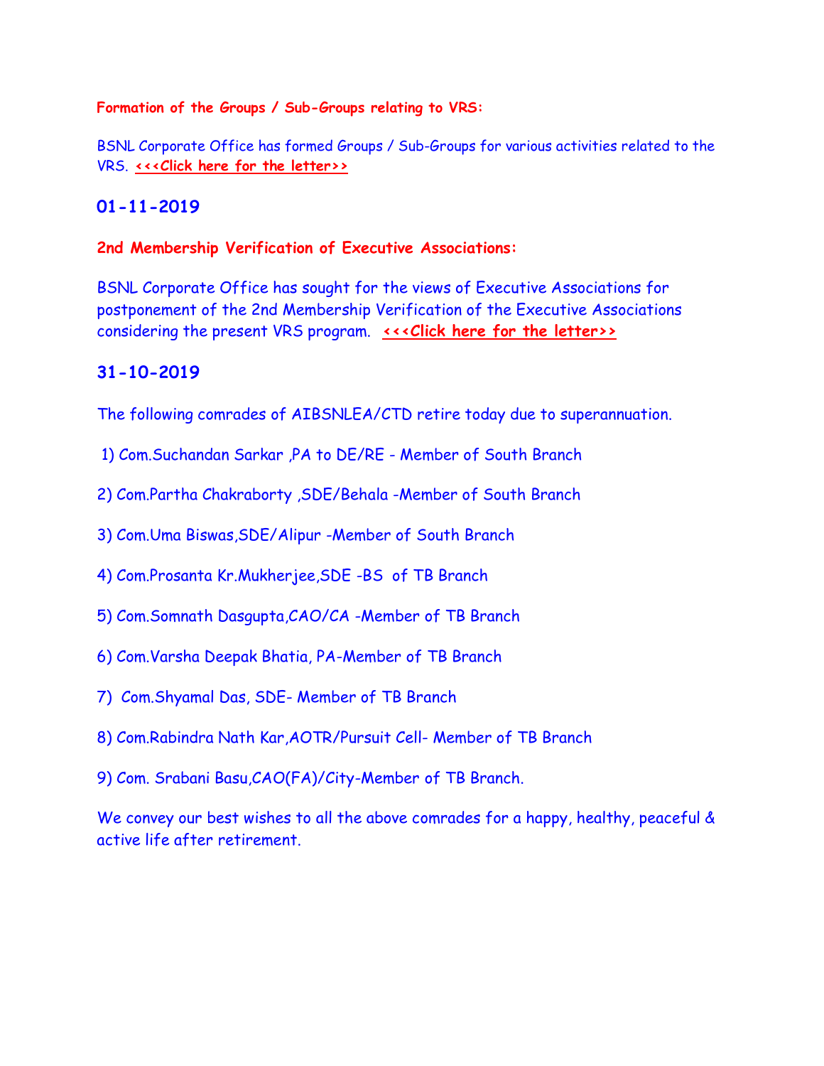**Formation of the Groups / Sub-Groups relating to VRS:**

BSNL Corporate Office has formed Groups / Sub-Groups for various activities related to the VRS. **<<<Click here for the letter>>**

## 01-11-2019

**2nd Membership Verification of Executive Associations:**

BSNL Corporate Office has sought for the views of Executive Associations for postponement of the 2nd Membership Verification of the Executive Associations considering the present VRS program. **<<<Click here for the letter>>**

## 31-10-2019

The following comrades of AIBSNLEA/CTD retire today due to superannuation.

1) Com.Suchandan Sarkar ,PA to DE/RE - Member of South Branch

2) Com.Partha Chakraborty ,SDE/Behala -Member of South Branch

3) Com.Uma Biswas,SDE/Alipur -Member of South Branch

4) Com.Prosanta Kr.Mukherjee,SDE -BS of TB Branch

5) Com.Somnath Dasgupta,CAO/CA -Member of TB Branch

6) Com.Varsha Deepak Bhatia, PA-Member of TB Branch

7) Com.Shyamal Das, SDE- Member of TB Branch

8) Com.Rabindra Nath Kar,AOTR/Pursuit Cell- Member of TB Branch

9) Com. Srabani Basu,CAO(FA)/City-Member of TB Branch.

We convey our best wishes to all the above comrades for a happy, healthy, peaceful & active life after retirement.